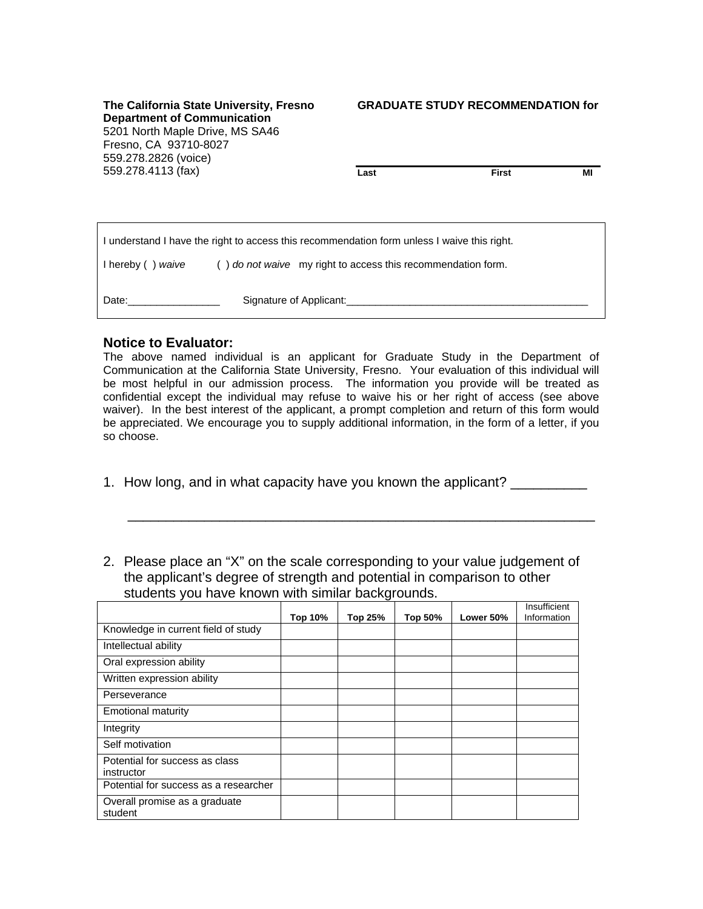**The California State University, Fresno**
**Department of Communication**
5201 North Maple Drive, MS SA46
Fresno, CA 93710-8027
559.278.2826 (voice)
559.278.4113 (fax)

**GRADUATE STUDY RECOMMENDATION for**

______________________________________________
**Last** **First** **MI**

---

I understand I have the right to access this recommendation form unless I waive this right.

I hereby ( ) *waive* ( ) *do not waive* my right to access this recommendation form.

Date:________________ Signature of Applicant:__________________________________________

---

## Notice to Evaluator:

The above named individual is an applicant for Graduate Study in the Department of Communication at the California State University, Fresno. Your evaluation of this individual will be most helpful in our admission process. The information you provide will be treated as confidential except the individual may refuse to waive his or her right of access (see above waiver). In the best interest of the applicant, a prompt completion and return of this form would be appreciated. We encourage you to supply additional information, in the form of a letter, if you so choose.

1. How long, and in what capacity have you known the applicant? __________

   ________________________________________________________________

2. Please place an "X" on the scale corresponding to your value judgement of the applicant's degree of strength and potential in comparison to other students you have known with similar backgrounds.

| | Top 10% | Top 25% | Top 50% | Lower 50% | Insufficient Information |
|---|---|---|---|---|---|
| Knowledge in current field of study | | | | | |
| Intellectual ability | | | | | |
| Oral expression ability | | | | | |
| Written expression ability | | | | | |
| Perseverance | | | | | |
| Emotional maturity | | | | | |
| Integrity | | | | | |
| Self motivation | | | | | |
| Potential for success as class instructor | | | | | |
| Potential for success as a researcher | | | | | |
| Overall promise as a graduate student | | | | | |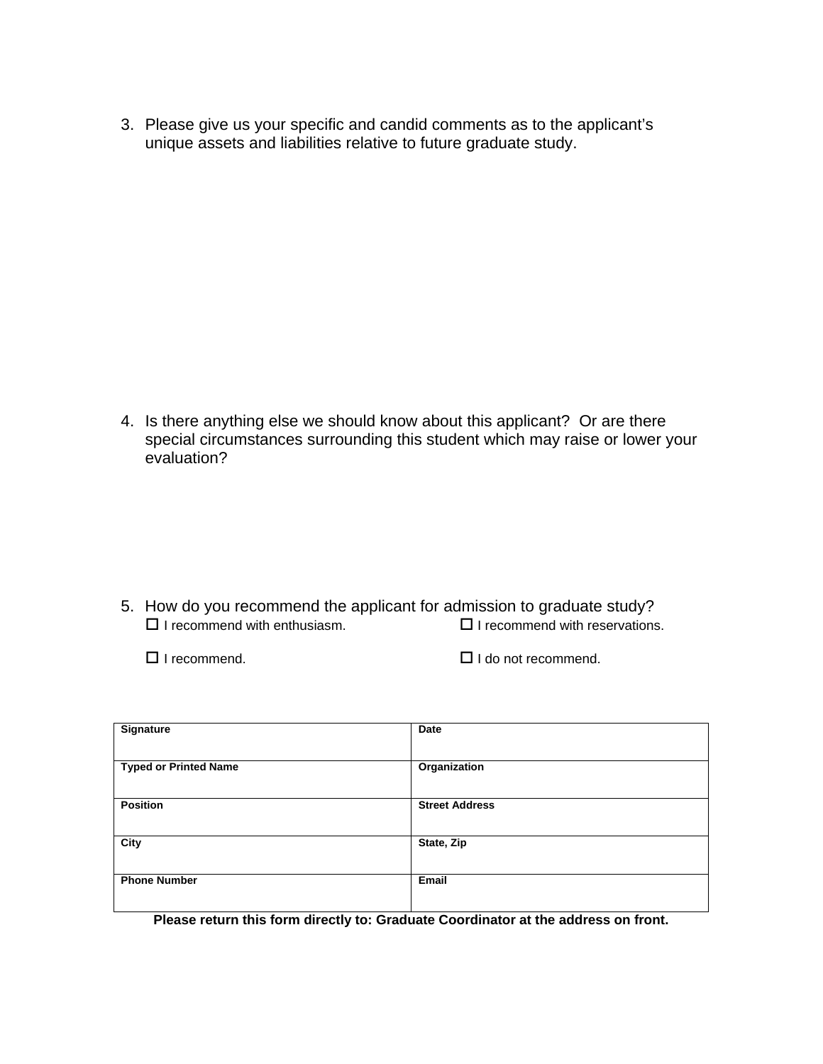3. Please give us your specific and candid comments as to the applicant's unique assets and liabilities relative to future graduate study.

4. Is there anything else we should know about this applicant? Or are there special circumstances surrounding this student which may raise or lower your evaluation?

5. How do you recommend the applicant for admission to graduate study?

- ☐ I recommend with enthusiasm.
- ☐ I recommend with reservations.
- ☐ I recommend.
- ☐ I do not recommend.

| | |
|---|---|
| **Signature** | **Date** |
| **Typed or Printed Name** | **Organization** |
| **Position** | **Street Address** |
| **City** | **State, Zip** |
| **Phone Number** | **Email** |

**Please return this form directly to: Graduate Coordinator at the address on front.**